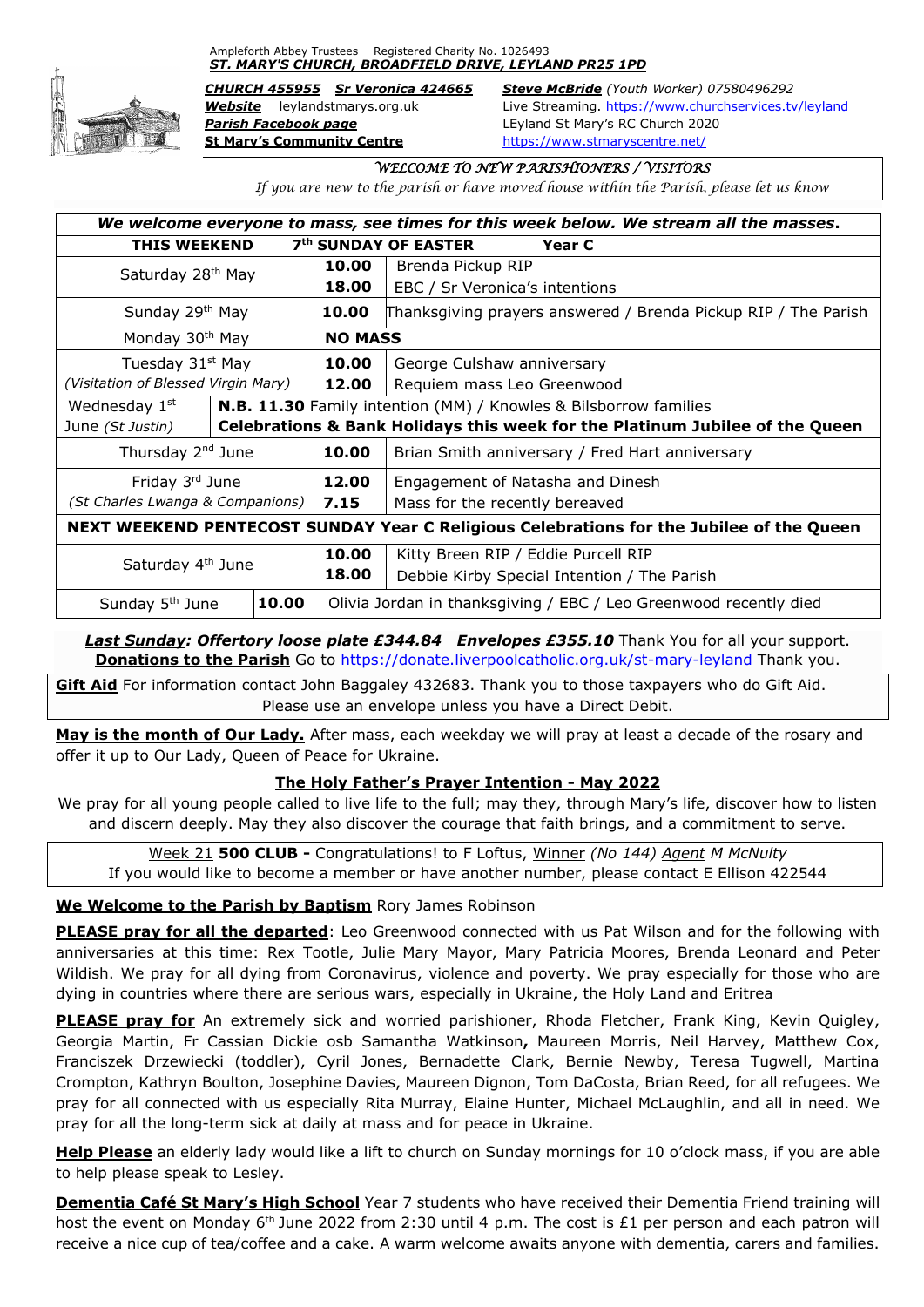Ampleforth Abbey Trustees Registered Charity No. 1026493

***ST. MARY'S CHURCH, BROADFIELD DRIVE, LEYLAND PR25 1PD***

***CHURCH 455955*** ***Sr Veronica 424665*** ***Steve McBride*** *(Youth Worker)* 07580496292

***Website*** leylandstmarys.org.uk Live Streaming. https://www.churchservices.tv/leyland

***Parish Facebook page*** LEyland St Mary's RC Church 2020

**St Mary's Community Centre** https://www.stmaryscentre.net/

*WELCOME TO NEW PARISHIONERS / VISITORS*

*If you are new to the parish or have moved house within the Parish, please let us know*

| *We welcome everyone to mass, see times for this week below. We stream all the masses.* | | |
|---|---|---|
| **THIS WEEKEND** | **7th SUNDAY OF EASTER** | **Year C** |
| Saturday 28th May | **10.00**<br>**18.00** | Brenda Pickup RIP<br>EBC / Sr Veronica's intentions |
| Sunday 29th May | **10.00** | Thanksgiving prayers answered / Brenda Pickup RIP / The Parish |
| Monday 30th May | **NO MASS** | |
| Tuesday 31st May<br>*(Visitation of Blessed Virgin Mary)* | **10.00**<br>**12.00** | George Culshaw anniversary<br>Requiem mass Leo Greenwood |
| Wednesday 1st June *(St Justin)* | **N.B. 11.30** | Family intention (MM) / Knowles & Bilsborrow families<br>**Celebrations & Bank Holidays this week for the Platinum Jubilee of the Queen** |
| Thursday 2nd June | **10.00** | Brian Smith anniversary / Fred Hart anniversary |
| Friday 3rd June<br>*(St Charles Lwanga & Companions)* | **12.00**<br>**7.15** | Engagement of Natasha and Dinesh<br>Mass for the recently bereaved |
| **NEXT WEEKEND PENTECOST SUNDAY Year C Religious Celebrations for the Jubilee of the Queen** | | |
| Saturday 4th June | **10.00**<br>**18.00** | Kitty Breen RIP / Eddie Purcell RIP<br>Debbie Kirby Special Intention / The Parish |
| Sunday 5th June | **10.00** | Olivia Jordan in thanksgiving / EBC / Leo Greenwood recently died |

***Last Sunday*****: *Offertory loose plate £344.84 Envelopes £355.10*** Thank You for all your support.
**Donations to the Parish** Go to https://donate.liverpoolcatholic.org.uk/st-mary-leyland Thank you.

**Gift Aid** For information contact John Baggaley 432683. Thank you to those taxpayers who do Gift Aid. Please use an envelope unless you have a Direct Debit.

**May is the month of Our Lady.** After mass, each weekday we will pray at least a decade of the rosary and offer it up to Our Lady, Queen of Peace for Ukraine.

**The Holy Father's Prayer Intention - May 2022**

We pray for all young people called to live life to the full; may they, through Mary's life, discover how to listen and discern deeply. May they also discover the courage that faith brings, and a commitment to serve.

Week 21 **500 CLUB -** Congratulations! to F Loftus, Winner *(No 144)* *Agent* M McNulty
If you would like to become a member or have another number, please contact E Ellison 422544

**We Welcome to the Parish by Baptism** Rory James Robinson

**PLEASE pray for all the departed**: Leo Greenwood connected with us Pat Wilson and for the following with anniversaries at this time: Rex Tootle, Julie Mary Mayor, Mary Patricia Moores, Brenda Leonard and Peter Wildish. We pray for all dying from Coronavirus, violence and poverty. We pray especially for those who are dying in countries where there are serious wars, especially in Ukraine, the Holy Land and Eritrea

**PLEASE pray for** An extremely sick and worried parishioner, Rhoda Fletcher, Frank King, Kevin Quigley, Georgia Martin, Fr Cassian Dickie osb Samantha Watkinson**,** Maureen Morris, Neil Harvey, Matthew Cox, Franciszek Drzewiecki (toddler), Cyril Jones, Bernadette Clark, Bernie Newby, Teresa Tugwell, Martina Crompton, Kathryn Boulton, Josephine Davies, Maureen Dignon, Tom DaCosta, Brian Reed, for all refugees. We pray for all connected with us especially Rita Murray, Elaine Hunter, Michael McLaughlin, and all in need. We pray for all the long-term sick at daily at mass and for peace in Ukraine.

**Help Please** an elderly lady would like a lift to church on Sunday mornings for 10 o'clock mass, if you are able to help please speak to Lesley.

**Dementia Café St Mary's High School** Year 7 students who have received their Dementia Friend training will host the event on Monday 6th June 2022 from 2:30 until 4 p.m. The cost is £1 per person and each patron will receive a nice cup of tea/coffee and a cake. A warm welcome awaits anyone with dementia, carers and families.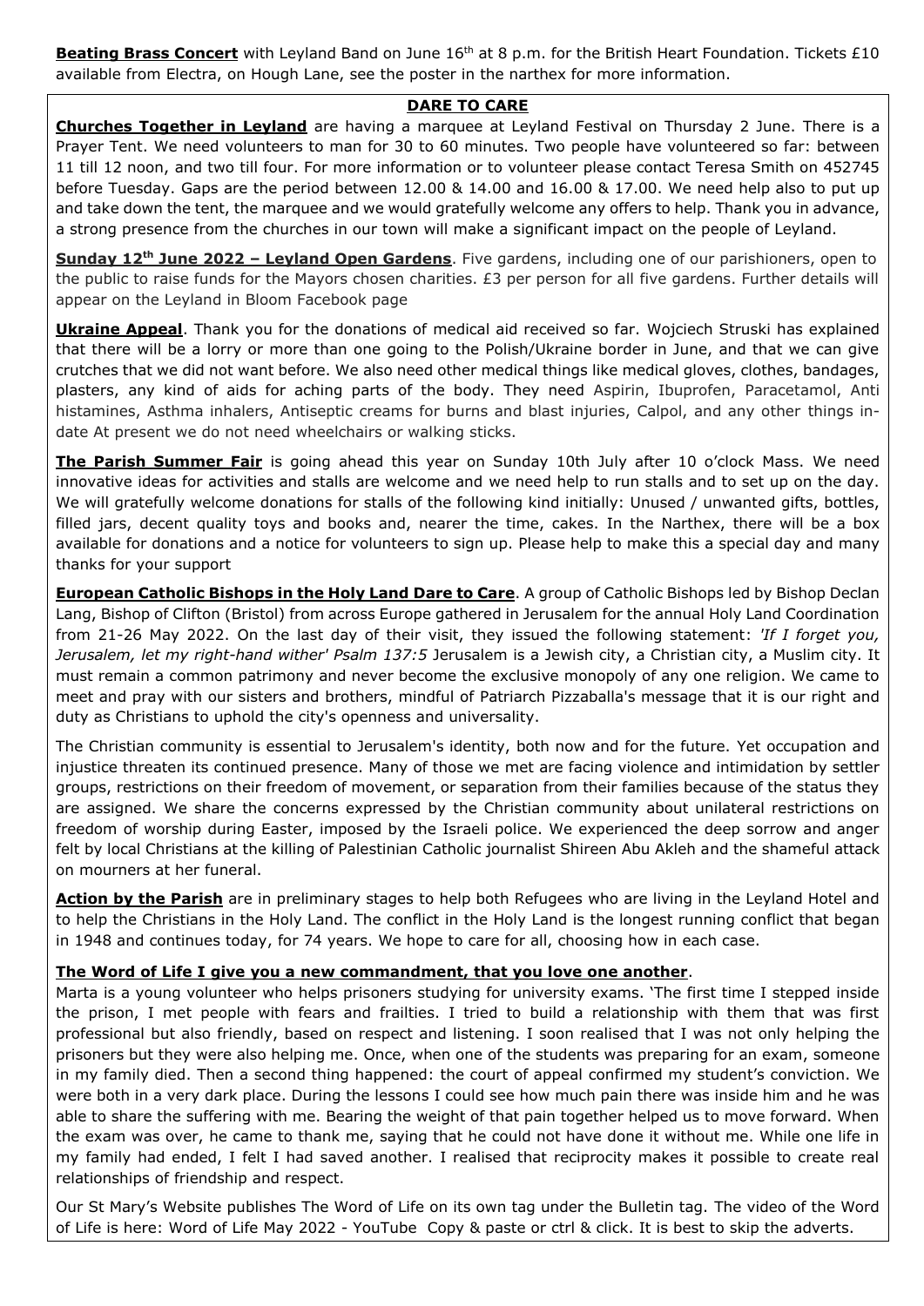**Beating Brass Concert** with Leyland Band on June 16th at 8 p.m. for the British Heart Foundation. Tickets £10 available from Electra, on Hough Lane, see the poster in the narthex for more information.

## DARE TO CARE

**Churches Together in Leyland** are having a marquee at Leyland Festival on Thursday 2 June. There is a Prayer Tent. We need volunteers to man for 30 to 60 minutes. Two people have volunteered so far: between 11 till 12 noon, and two till four. For more information or to volunteer please contact Teresa Smith on 452745 before Tuesday. Gaps are the period between 12.00 & 14.00 and 16.00 & 17.00. We need help also to put up and take down the tent, the marquee and we would gratefully welcome any offers to help. Thank you in advance, a strong presence from the churches in our town will make a significant impact on the people of Leyland.

**Sunday 12th June 2022 – Leyland Open Gardens**. Five gardens, including one of our parishioners, open to the public to raise funds for the Mayors chosen charities. £3 per person for all five gardens. Further details will appear on the Leyland in Bloom Facebook page

**Ukraine Appeal**. Thank you for the donations of medical aid received so far. Wojciech Struski has explained that there will be a lorry or more than one going to the Polish/Ukraine border in June, and that we can give crutches that we did not want before. We also need other medical things like medical gloves, clothes, bandages, plasters, any kind of aids for aching parts of the body. They need Aspirin, Ibuprofen, Paracetamol, Anti histamines, Asthma inhalers, Antiseptic creams for burns and blast injuries, Calpol, and any other things in-date At present we do not need wheelchairs or walking sticks.

**The Parish Summer Fair** is going ahead this year on Sunday 10th July after 10 o'clock Mass. We need innovative ideas for activities and stalls are welcome and we need help to run stalls and to set up on the day. We will gratefully welcome donations for stalls of the following kind initially: Unused / unwanted gifts, bottles, filled jars, decent quality toys and books and, nearer the time, cakes. In the Narthex, there will be a box available for donations and a notice for volunteers to sign up. Please help to make this a special day and many thanks for your support

**European Catholic Bishops in the Holy Land Dare to Care**. A group of Catholic Bishops led by Bishop Declan Lang, Bishop of Clifton (Bristol) from across Europe gathered in Jerusalem for the annual Holy Land Coordination from 21-26 May 2022. On the last day of their visit, they issued the following statement: *'If I forget you, Jerusalem, let my right-hand wither' Psalm 137:5* Jerusalem is a Jewish city, a Christian city, a Muslim city. It must remain a common patrimony and never become the exclusive monopoly of any one religion. We came to meet and pray with our sisters and brothers, mindful of Patriarch Pizzaballa's message that it is our right and duty as Christians to uphold the city's openness and universality.

The Christian community is essential to Jerusalem's identity, both now and for the future. Yet occupation and injustice threaten its continued presence. Many of those we met are facing violence and intimidation by settler groups, restrictions on their freedom of movement, or separation from their families because of the status they are assigned. We share the concerns expressed by the Christian community about unilateral restrictions on freedom of worship during Easter, imposed by the Israeli police. We experienced the deep sorrow and anger felt by local Christians at the killing of Palestinian Catholic journalist Shireen Abu Akleh and the shameful attack on mourners at her funeral.

**Action by the Parish** are in preliminary stages to help both Refugees who are living in the Leyland Hotel and to help the Christians in the Holy Land. The conflict in the Holy Land is the longest running conflict that began in 1948 and continues today, for 74 years. We hope to care for all, choosing how in each case.

**The Word of Life I give you a new commandment, that you love one another**.

Marta is a young volunteer who helps prisoners studying for university exams. 'The first time I stepped inside the prison, I met people with fears and frailties. I tried to build a relationship with them that was first professional but also friendly, based on respect and listening. I soon realised that I was not only helping the prisoners but they were also helping me. Once, when one of the students was preparing for an exam, someone in my family died. Then a second thing happened: the court of appeal confirmed my student's conviction. We were both in a very dark place. During the lessons I could see how much pain there was inside him and he was able to share the suffering with me. Bearing the weight of that pain together helped us to move forward. When the exam was over, he came to thank me, saying that he could not have done it without me. While one life in my family had ended, I felt I had saved another. I realised that reciprocity makes it possible to create real relationships of friendship and respect.

Our St Mary's Website publishes The Word of Life on its own tag under the Bulletin tag. The video of the Word of Life is here: Word of Life May 2022 - YouTube Copy & paste or ctrl & click. It is best to skip the adverts.